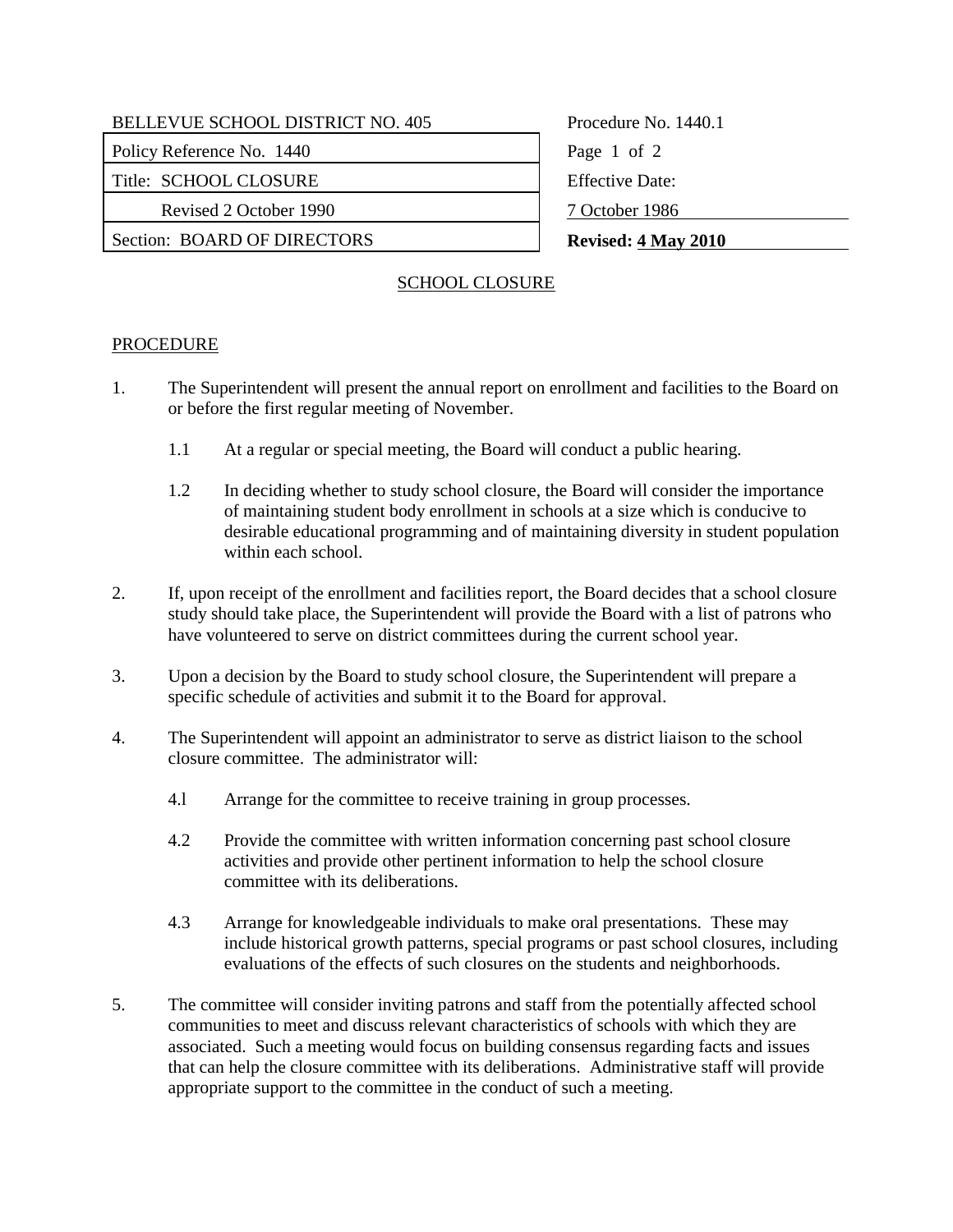| BELLEVUE SCHOOL DISTRICT NO. 405 | Procedure No. 1440.1 |
| --- | --- |
| Policy Reference No. 1440 | |
| Title: SCHOOL CLOSURE | Effective Date: |
| Revised 2 October 1990 | 7 October 1986 |
| Section: BOARD OF DIRECTORS | **Revised: 4 May 2010** |

## SCHOOL CLOSURE

### PROCEDURE

1. The Superintendent will present the annual report on enrollment and facilities to the Board on or before the first regular meeting of November.

   1.1 At a regular or special meeting, the Board will conduct a public hearing.

   1.2 In deciding whether to study school closure, the Board will consider the importance of maintaining student body enrollment in schools at a size which is conducive to desirable educational programming and of maintaining diversity in student population within each school.

2. If, upon receipt of the enrollment and facilities report, the Board decides that a school closure study should take place, the Superintendent will provide the Board with a list of patrons who have volunteered to serve on district committees during the current school year.

3. Upon a decision by the Board to study school closure, the Superintendent will prepare a specific schedule of activities and submit it to the Board for approval.

4. The Superintendent will appoint an administrator to serve as district liaison to the school closure committee. The administrator will:

   4.l Arrange for the committee to receive training in group processes.

   4.2 Provide the committee with written information concerning past school closure activities and provide other pertinent information to help the school closure committee with its deliberations.

   4.3 Arrange for knowledgeable individuals to make oral presentations. These may include historical growth patterns, special programs or past school closures, including evaluations of the effects of such closures on the students and neighborhoods.

5. The committee will consider inviting patrons and staff from the potentially affected school communities to meet and discuss relevant characteristics of schools with which they are associated. Such a meeting would focus on building consensus regarding facts and issues that can help the closure committee with its deliberations. Administrative staff will provide appropriate support to the committee in the conduct of such a meeting.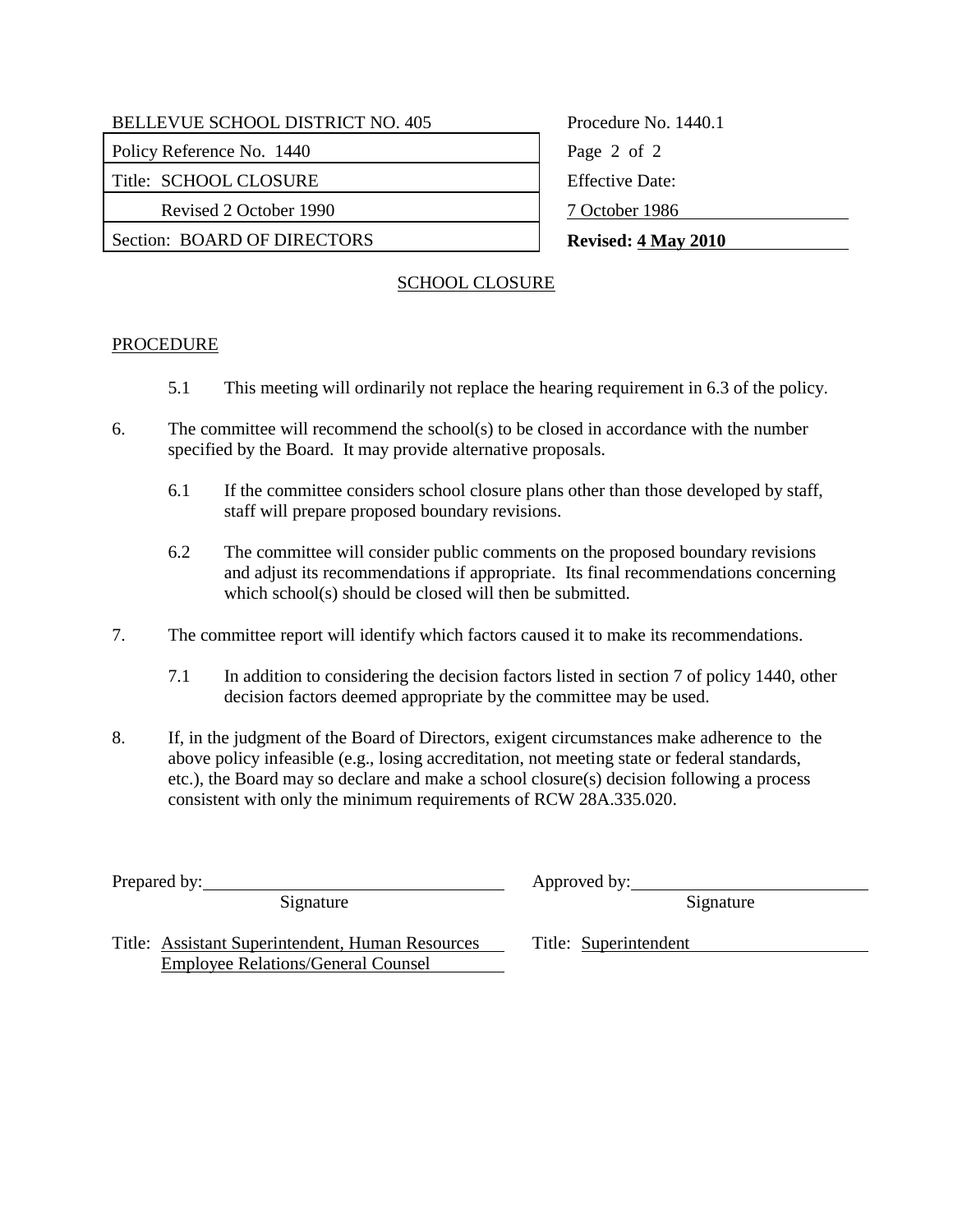| | |
|---|---|
| BELLEVUE SCHOOL DISTRICT NO. 405 | Procedure No. 1440.1 |
| Policy Reference No. 1440 | Page 2 of 2 |
| Title: SCHOOL CLOSURE | Effective Date: |
| Revised 2 October 1990 | 7 October 1986 |
| Section: BOARD OF DIRECTORS | **Revised: 4 May 2010** |

## SCHOOL CLOSURE

### PROCEDURE

5.1 This meeting will ordinarily not replace the hearing requirement in 6.3 of the policy.

6. The committee will recommend the school(s) to be closed in accordance with the number specified by the Board. It may provide alternative proposals.

   6.1 If the committee considers school closure plans other than those developed by staff, staff will prepare proposed boundary revisions.

   6.2 The committee will consider public comments on the proposed boundary revisions and adjust its recommendations if appropriate. Its final recommendations concerning which school(s) should be closed will then be submitted.

7. The committee report will identify which factors caused it to make its recommendations.

   7.1 In addition to considering the decision factors listed in section 7 of policy 1440, other decision factors deemed appropriate by the committee may be used.

8. If, in the judgment of the Board of Directors, exigent circumstances make adherence to the above policy infeasible (e.g., losing accreditation, not meeting state or federal standards, etc.), the Board may so declare and make a school closure(s) decision following a process consistent with only the minimum requirements of RCW 28A.335.020.

| | |
|---|---|
| Prepared by: ______________________ | Approved by: ______________________ |
| Signature | Signature |
| Title: Assistant Superintendent, Human Resources Employee Relations/General Counsel | Title: Superintendent |